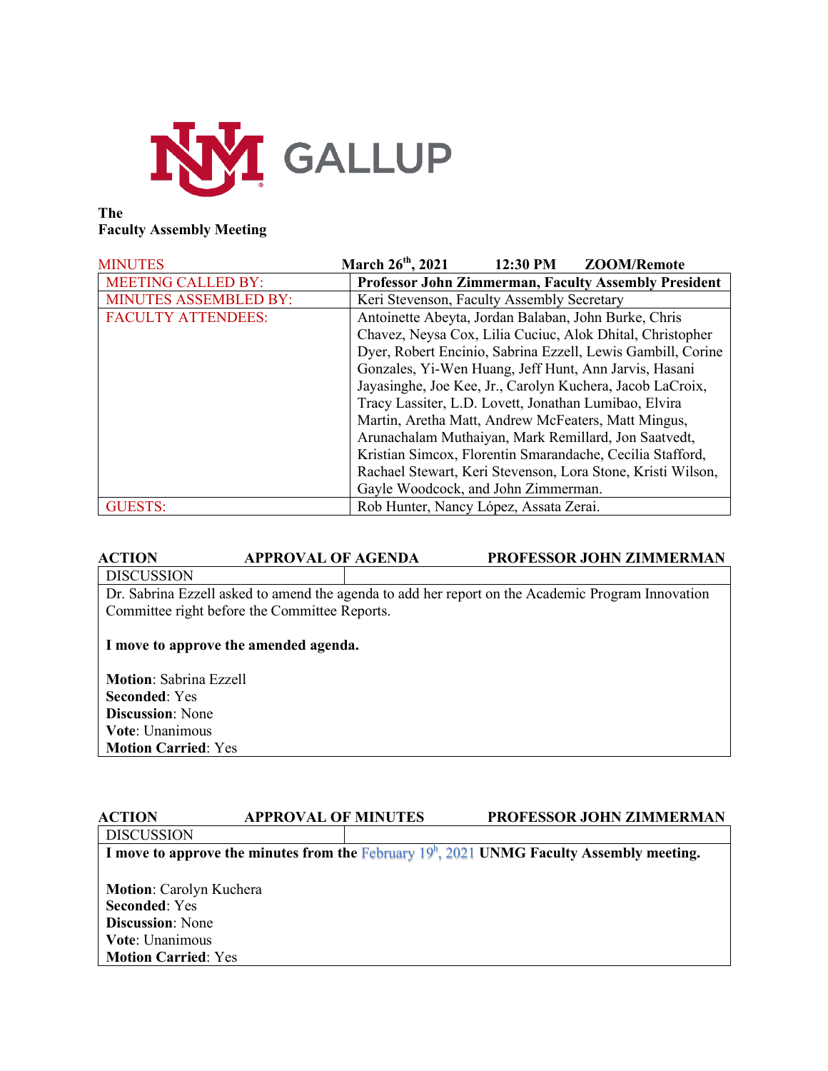GALLUP

**The**
**Faculty Assembly Meeting**

| MINUTES | March 26th, 2021 12:30 PM ZOOM/Remote |
|---|---|
| MEETING CALLED BY: | **Professor John Zimmerman, Faculty Assembly President** |
| MINUTES ASSEMBLED BY: | Keri Stevenson, Faculty Assembly Secretary |
| FACULTY ATTENDEES: | Antoinette Abeyta, Jordan Balaban, John Burke, Chris Chavez, Neysa Cox, Lilia Cuciuc, Alok Dhital, Christopher Dyer, Robert Encinio, Sabrina Ezzell, Lewis Gambill, Corine Gonzales, Yi-Wen Huang, Jeff Hunt, Ann Jarvis, Hasani Jayasinghe, Joe Kee, Jr., Carolyn Kuchera, Jacob LaCroix, Tracy Lassiter, L.D. Lovett, Jonathan Lumibao, Elvira Martin, Aretha Matt, Andrew McFeaters, Matt Mingus, Arunachalam Muthaiyan, Mark Remillard, Jon Saatvedt, Kristian Simcox, Florentin Smarandache, Cecilia Stafford, Rachael Stewart, Keri Stevenson, Lora Stone, Kristi Wilson, Gayle Woodcock, and John Zimmerman. |
| GUESTS: | Rob Hunter, Nancy López, Assata Zerai. |

**ACTION** **APPROVAL OF AGENDA** **PROFESSOR JOHN ZIMMERMAN**

DISCUSSION

Dr. Sabrina Ezzell asked to amend the agenda to add her report on the Academic Program Innovation Committee right before the Committee Reports.

**I move to approve the amended agenda.**

**Motion**: Sabrina Ezzell
**Seconded**: Yes
**Discussion**: None
**Vote**: Unanimous
**Motion Carried**: Yes

**ACTION** **APPROVAL OF MINUTES** **PROFESSOR JOHN ZIMMERMAN**

DISCUSSION

**I move to approve the minutes from the** February 19h, 2021 **UNMG Faculty Assembly meeting.**

**Motion**: Carolyn Kuchera
**Seconded**: Yes
**Discussion**: None
**Vote**: Unanimous
**Motion Carried**: Yes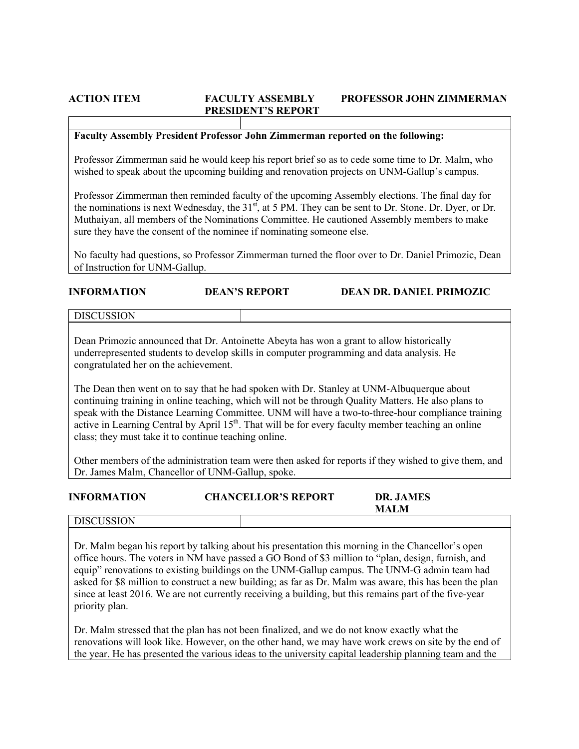| ACTION ITEM | FACULTY ASSEMBLY PRESIDENT'S REPORT | PROFESSOR JOHN ZIMMERMAN |
|---|---|---|

**Faculty Assembly President Professor John Zimmerman reported on the following:**

Professor Zimmerman said he would keep his report brief so as to cede some time to Dr. Malm, who wished to speak about the upcoming building and renovation projects on UNM-Gallup's campus.

Professor Zimmerman then reminded faculty of the upcoming Assembly elections. The final day for the nominations is next Wednesday, the 31st, at 5 PM. They can be sent to Dr. Stone. Dr. Dyer, or Dr. Muthaiyan, all members of the Nominations Committee. He cautioned Assembly members to make sure they have the consent of the nominee if nominating someone else.

No faculty had questions, so Professor Zimmerman turned the floor over to Dr. Daniel Primozic, Dean of Instruction for UNM-Gallup.

| INFORMATION | DEAN'S REPORT | DEAN DR. DANIEL PRIMOZIC |
|---|---|---|

DISCUSSION

Dean Primozic announced that Dr. Antoinette Abeyta has won a grant to allow historically underrepresented students to develop skills in computer programming and data analysis. He congratulated her on the achievement.

The Dean then went on to say that he had spoken with Dr. Stanley at UNM-Albuquerque about continuing training in online teaching, which will not be through Quality Matters. He also plans to speak with the Distance Learning Committee. UNM will have a two-to-three-hour compliance training active in Learning Central by April 15th. That will be for every faculty member teaching an online class; they must take it to continue teaching online.

Other members of the administration team were then asked for reports if they wished to give them, and Dr. James Malm, Chancellor of UNM-Gallup, spoke.

| INFORMATION | CHANCELLOR'S REPORT | DR. JAMES MALM |
|---|---|---|

DISCUSSION

Dr. Malm began his report by talking about his presentation this morning in the Chancellor's open office hours. The voters in NM have passed a GO Bond of $3 million to "plan, design, furnish, and equip" renovations to existing buildings on the UNM-Gallup campus. The UNM-G admin team had asked for $8 million to construct a new building; as far as Dr. Malm was aware, this has been the plan since at least 2016. We are not currently receiving a building, but this remains part of the five-year priority plan.

Dr. Malm stressed that the plan has not been finalized, and we do not know exactly what the renovations will look like. However, on the other hand, we may have work crews on site by the end of the year. He has presented the various ideas to the university capital leadership planning team and the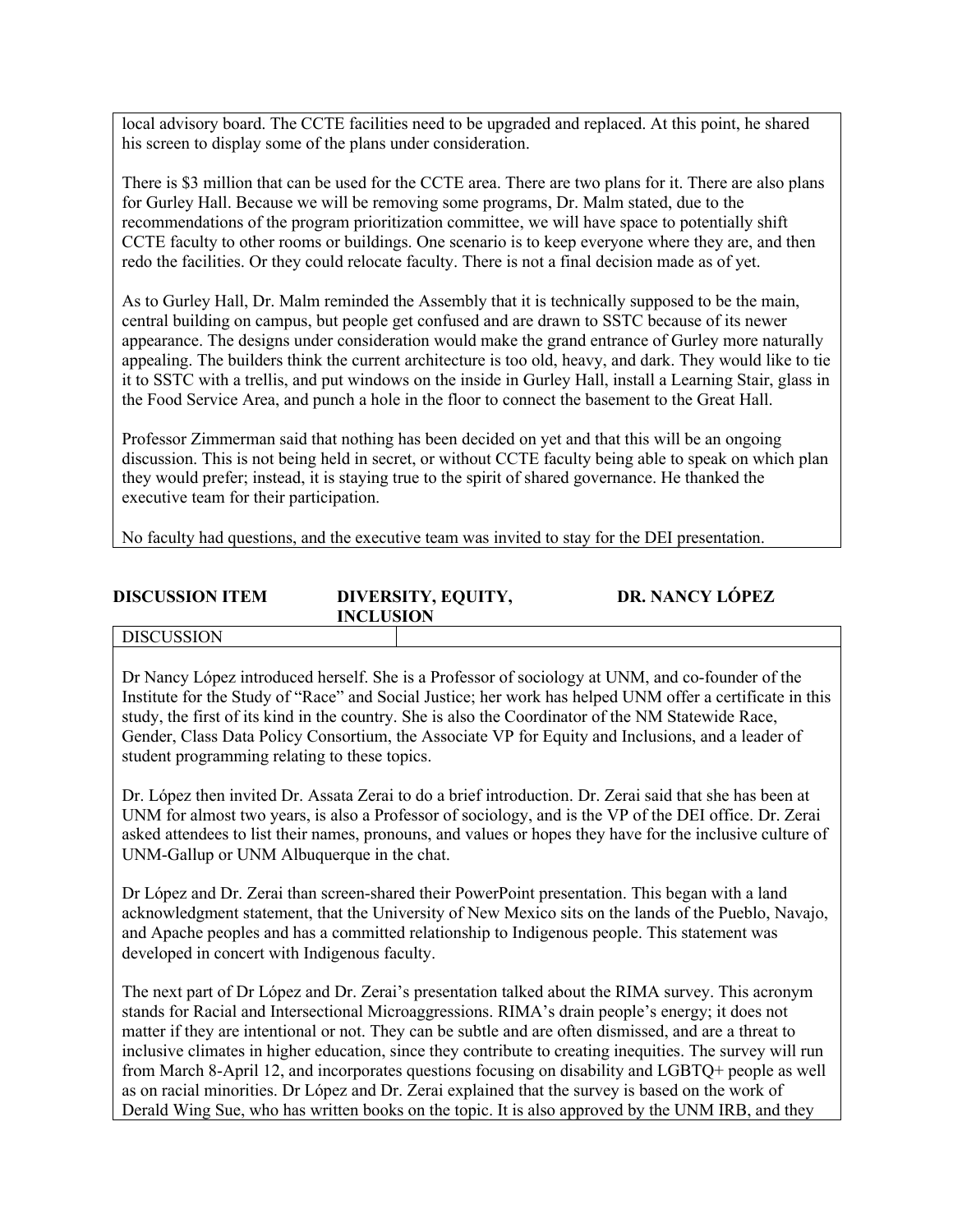local advisory board. The CCTE facilities need to be upgraded and replaced. At this point, he shared his screen to display some of the plans under consideration.

There is $3 million that can be used for the CCTE area. There are two plans for it. There are also plans for Gurley Hall. Because we will be removing some programs, Dr. Malm stated, due to the recommendations of the program prioritization committee, we will have space to potentially shift CCTE faculty to other rooms or buildings. One scenario is to keep everyone where they are, and then redo the facilities. Or they could relocate faculty. There is not a final decision made as of yet.

As to Gurley Hall, Dr. Malm reminded the Assembly that it is technically supposed to be the main, central building on campus, but people get confused and are drawn to SSTC because of its newer appearance. The designs under consideration would make the grand entrance of Gurley more naturally appealing. The builders think the current architecture is too old, heavy, and dark. They would like to tie it to SSTC with a trellis, and put windows on the inside in Gurley Hall, install a Learning Stair, glass in the Food Service Area, and punch a hole in the floor to connect the basement to the Great Hall.

Professor Zimmerman said that nothing has been decided on yet and that this will be an ongoing discussion. This is not being held in secret, or without CCTE faculty being able to speak on which plan they would prefer; instead, it is staying true to the spirit of shared governance. He thanked the executive team for their participation.

No faculty had questions, and the executive team was invited to stay for the DEI presentation.

| **DISCUSSION ITEM** | **DIVERSITY, EQUITY, INCLUSION** | **DR. NANCY LÓPEZ** |
|---|---|---|
| DISCUSSION | | |

Dr Nancy López introduced herself. She is a Professor of sociology at UNM, and co-founder of the Institute for the Study of "Race" and Social Justice; her work has helped UNM offer a certificate in this study, the first of its kind in the country. She is also the Coordinator of the NM Statewide Race, Gender, Class Data Policy Consortium, the Associate VP for Equity and Inclusions, and a leader of student programming relating to these topics.

Dr. López then invited Dr. Assata Zerai to do a brief introduction. Dr. Zerai said that she has been at UNM for almost two years, is also a Professor of sociology, and is the VP of the DEI office. Dr. Zerai asked attendees to list their names, pronouns, and values or hopes they have for the inclusive culture of UNM-Gallup or UNM Albuquerque in the chat.

Dr López and Dr. Zerai than screen-shared their PowerPoint presentation. This began with a land acknowledgment statement, that the University of New Mexico sits on the lands of the Pueblo, Navajo, and Apache peoples and has a committed relationship to Indigenous people. This statement was developed in concert with Indigenous faculty.

The next part of Dr López and Dr. Zerai's presentation talked about the RIMA survey. This acronym stands for Racial and Intersectional Microaggressions. RIMA's drain people's energy; it does not matter if they are intentional or not. They can be subtle and are often dismissed, and are a threat to inclusive climates in higher education, since they contribute to creating inequities. The survey will run from March 8-April 12, and incorporates questions focusing on disability and LGBTQ+ people as well as on racial minorities. Dr López and Dr. Zerai explained that the survey is based on the work of Derald Wing Sue, who has written books on the topic. It is also approved by the UNM IRB, and they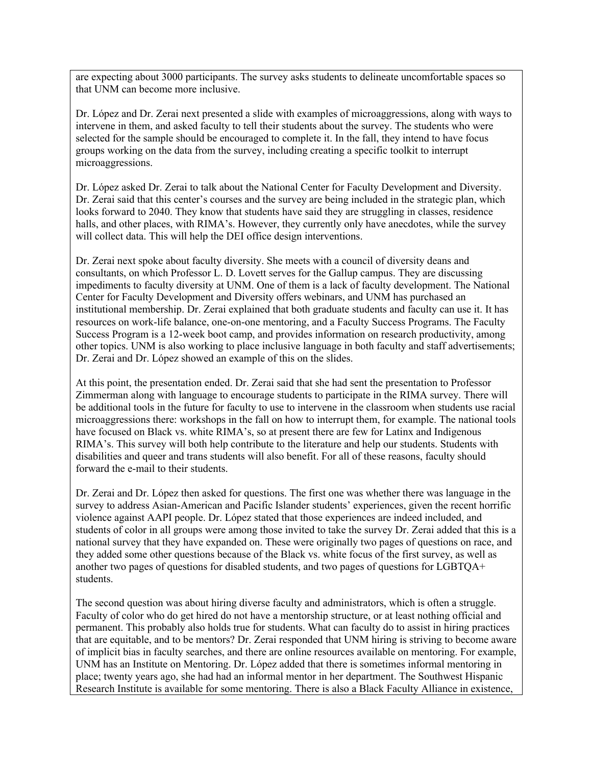are expecting about 3000 participants. The survey asks students to delineate uncomfortable spaces so that UNM can become more inclusive.

Dr. López and Dr. Zerai next presented a slide with examples of microaggressions, along with ways to intervene in them, and asked faculty to tell their students about the survey. The students who were selected for the sample should be encouraged to complete it. In the fall, they intend to have focus groups working on the data from the survey, including creating a specific toolkit to interrupt microaggressions.

Dr. López asked Dr. Zerai to talk about the National Center for Faculty Development and Diversity. Dr. Zerai said that this center's courses and the survey are being included in the strategic plan, which looks forward to 2040. They know that students have said they are struggling in classes, residence halls, and other places, with RIMA's. However, they currently only have anecdotes, while the survey will collect data. This will help the DEI office design interventions.

Dr. Zerai next spoke about faculty diversity. She meets with a council of diversity deans and consultants, on which Professor L. D. Lovett serves for the Gallup campus. They are discussing impediments to faculty diversity at UNM. One of them is a lack of faculty development. The National Center for Faculty Development and Diversity offers webinars, and UNM has purchased an institutional membership. Dr. Zerai explained that both graduate students and faculty can use it. It has resources on work-life balance, one-on-one mentoring, and a Faculty Success Programs. The Faculty Success Program is a 12-week boot camp, and provides information on research productivity, among other topics. UNM is also working to place inclusive language in both faculty and staff advertisements; Dr. Zerai and Dr. López showed an example of this on the slides.

At this point, the presentation ended. Dr. Zerai said that she had sent the presentation to Professor Zimmerman along with language to encourage students to participate in the RIMA survey. There will be additional tools in the future for faculty to use to intervene in the classroom when students use racial microaggressions there: workshops in the fall on how to interrupt them, for example. The national tools have focused on Black vs. white RIMA's, so at present there are few for Latinx and Indigenous RIMA's. This survey will both help contribute to the literature and help our students. Students with disabilities and queer and trans students will also benefit. For all of these reasons, faculty should forward the e-mail to their students.

Dr. Zerai and Dr. López then asked for questions. The first one was whether there was language in the survey to address Asian-American and Pacific Islander students' experiences, given the recent horrific violence against AAPI people. Dr. López stated that those experiences are indeed included, and students of color in all groups were among those invited to take the survey Dr. Zerai added that this is a national survey that they have expanded on. These were originally two pages of questions on race, and they added some other questions because of the Black vs. white focus of the first survey, as well as another two pages of questions for disabled students, and two pages of questions for LGBTQA+ students.

The second question was about hiring diverse faculty and administrators, which is often a struggle. Faculty of color who do get hired do not have a mentorship structure, or at least nothing official and permanent. This probably also holds true for students. What can faculty do to assist in hiring practices that are equitable, and to be mentors? Dr. Zerai responded that UNM hiring is striving to become aware of implicit bias in faculty searches, and there are online resources available on mentoring. For example, UNM has an Institute on Mentoring. Dr. López added that there is sometimes informal mentoring in place; twenty years ago, she had had an informal mentor in her department. The Southwest Hispanic Research Institute is available for some mentoring. There is also a Black Faculty Alliance in existence,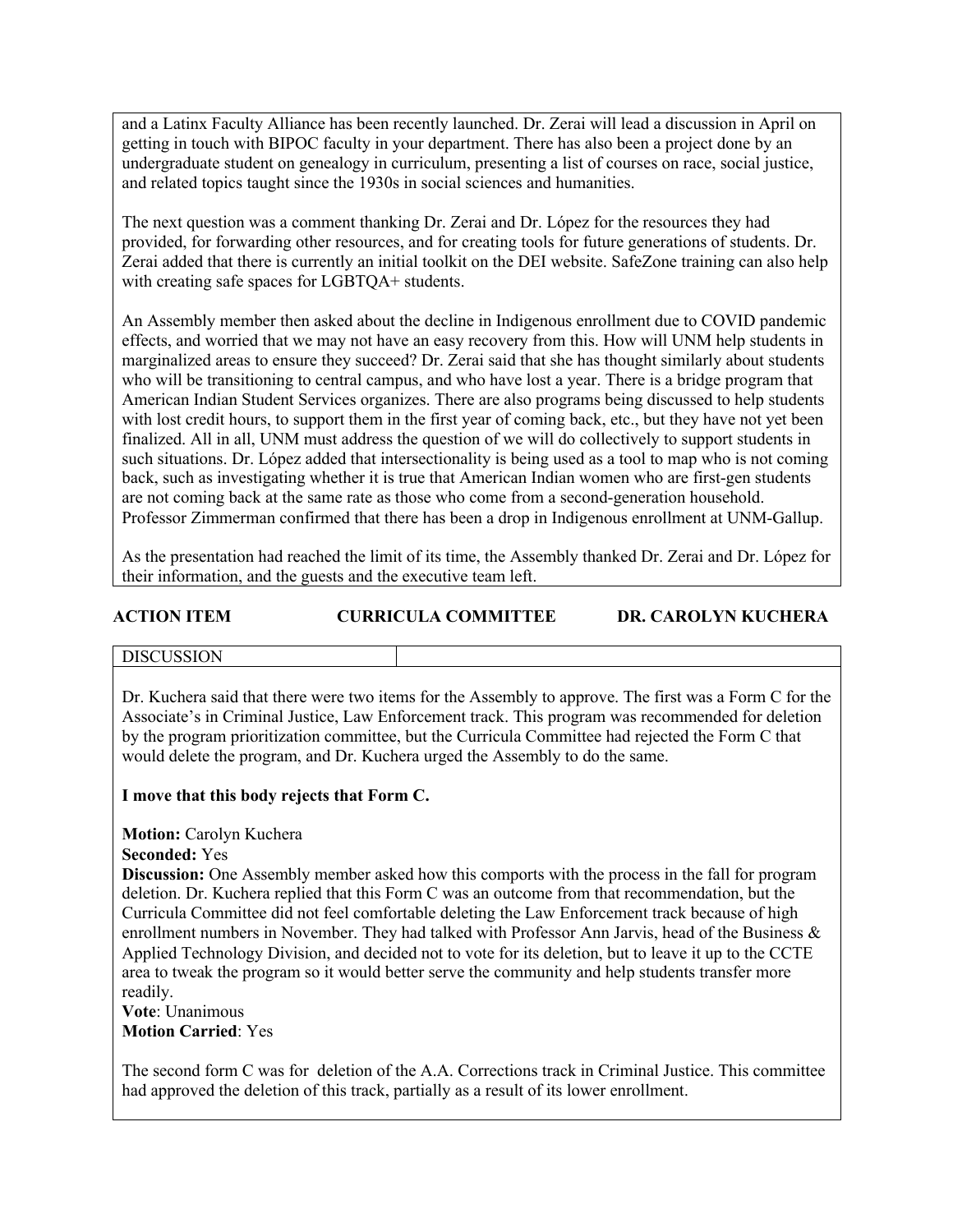and a Latinx Faculty Alliance has been recently launched. Dr. Zerai will lead a discussion in April on getting in touch with BIPOC faculty in your department. There has also been a project done by an undergraduate student on genealogy in curriculum, presenting a list of courses on race, social justice, and related topics taught since the 1930s in social sciences and humanities.

The next question was a comment thanking Dr. Zerai and Dr. López for the resources they had provided, for forwarding other resources, and for creating tools for future generations of students. Dr. Zerai added that there is currently an initial toolkit on the DEI website. SafeZone training can also help with creating safe spaces for LGBTQA+ students.

An Assembly member then asked about the decline in Indigenous enrollment due to COVID pandemic effects, and worried that we may not have an easy recovery from this. How will UNM help students in marginalized areas to ensure they succeed? Dr. Zerai said that she has thought similarly about students who will be transitioning to central campus, and who have lost a year. There is a bridge program that American Indian Student Services organizes. There are also programs being discussed to help students with lost credit hours, to support them in the first year of coming back, etc., but they have not yet been finalized. All in all, UNM must address the question of we will do collectively to support students in such situations. Dr. López added that intersectionality is being used as a tool to map who is not coming back, such as investigating whether it is true that American Indian women who are first-gen students are not coming back at the same rate as those who come from a second-generation household. Professor Zimmerman confirmed that there has been a drop in Indigenous enrollment at UNM-Gallup.

As the presentation had reached the limit of its time, the Assembly thanked Dr. Zerai and Dr. López for their information, and the guests and the executive team left.

**ACTION ITEM CURRICULA COMMITTEE DR. CAROLYN KUCHERA**

| DISCUSSION | |
|---|---|

Dr. Kuchera said that there were two items for the Assembly to approve. The first was a Form C for the Associate's in Criminal Justice, Law Enforcement track. This program was recommended for deletion by the program prioritization committee, but the Curricula Committee had rejected the Form C that would delete the program, and Dr. Kuchera urged the Assembly to do the same.

**I move that this body rejects that Form C.**

**Motion:** Carolyn Kuchera
**Seconded:** Yes
**Discussion:** One Assembly member asked how this comports with the process in the fall for program deletion. Dr. Kuchera replied that this Form C was an outcome from that recommendation, but the Curricula Committee did not feel comfortable deleting the Law Enforcement track because of high enrollment numbers in November. They had talked with Professor Ann Jarvis, head of the Business & Applied Technology Division, and decided not to vote for its deletion, but to leave it up to the CCTE area to tweak the program so it would better serve the community and help students transfer more readily.
**Vote**: Unanimous
**Motion Carried**: Yes

The second form C was for deletion of the A.A. Corrections track in Criminal Justice. This committee had approved the deletion of this track, partially as a result of its lower enrollment.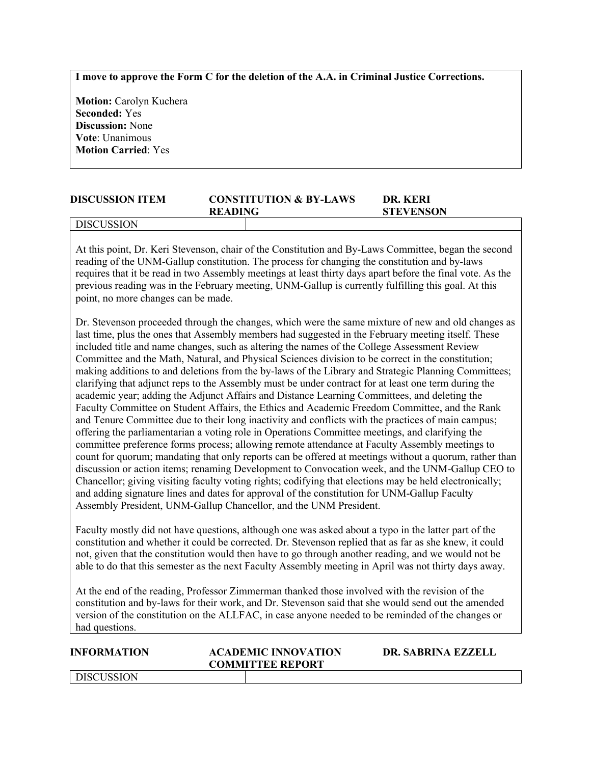**I move to approve the Form C for the deletion of the A.A. in Criminal Justice Corrections.**

**Motion:** Carolyn Kuchera
**Seconded:** Yes
**Discussion:** None
**Vote**: Unanimous
**Motion Carried**: Yes

| **DISCUSSION ITEM** | **CONSTITUTION & BY-LAWS READING** | **DR. KERI STEVENSON** |
|---|---|---|

DISCUSSION

At this point, Dr. Keri Stevenson, chair of the Constitution and By-Laws Committee, began the second reading of the UNM-Gallup constitution. The process for changing the constitution and by-laws requires that it be read in two Assembly meetings at least thirty days apart before the final vote. As the previous reading was in the February meeting, UNM-Gallup is currently fulfilling this goal. At this point, no more changes can be made.

Dr. Stevenson proceeded through the changes, which were the same mixture of new and old changes as last time, plus the ones that Assembly members had suggested in the February meeting itself. These included title and name changes, such as altering the names of the College Assessment Review Committee and the Math, Natural, and Physical Sciences division to be correct in the constitution; making additions to and deletions from the by-laws of the Library and Strategic Planning Committees; clarifying that adjunct reps to the Assembly must be under contract for at least one term during the academic year; adding the Adjunct Affairs and Distance Learning Committees, and deleting the Faculty Committee on Student Affairs, the Ethics and Academic Freedom Committee, and the Rank and Tenure Committee due to their long inactivity and conflicts with the practices of main campus; offering the parliamentarian a voting role in Operations Committee meetings, and clarifying the committee preference forms process; allowing remote attendance at Faculty Assembly meetings to count for quorum; mandating that only reports can be offered at meetings without a quorum, rather than discussion or action items; renaming Development to Convocation week, and the UNM-Gallup CEO to Chancellor; giving visiting faculty voting rights; codifying that elections may be held electronically; and adding signature lines and dates for approval of the constitution for UNM-Gallup Faculty Assembly President, UNM-Gallup Chancellor, and the UNM President.

Faculty mostly did not have questions, although one was asked about a typo in the latter part of the constitution and whether it could be corrected. Dr. Stevenson replied that as far as she knew, it could not, given that the constitution would then have to go through another reading, and we would not be able to do that this semester as the next Faculty Assembly meeting in April was not thirty days away.

At the end of the reading, Professor Zimmerman thanked those involved with the revision of the constitution and by-laws for their work, and Dr. Stevenson said that she would send out the amended version of the constitution on the ALLFAC, in case anyone needed to be reminded of the changes or had questions.

| **INFORMATION** | **ACADEMIC INNOVATION COMMITTEE REPORT** | **DR. SABRINA EZZELL** |
|---|---|---|

DISCUSSION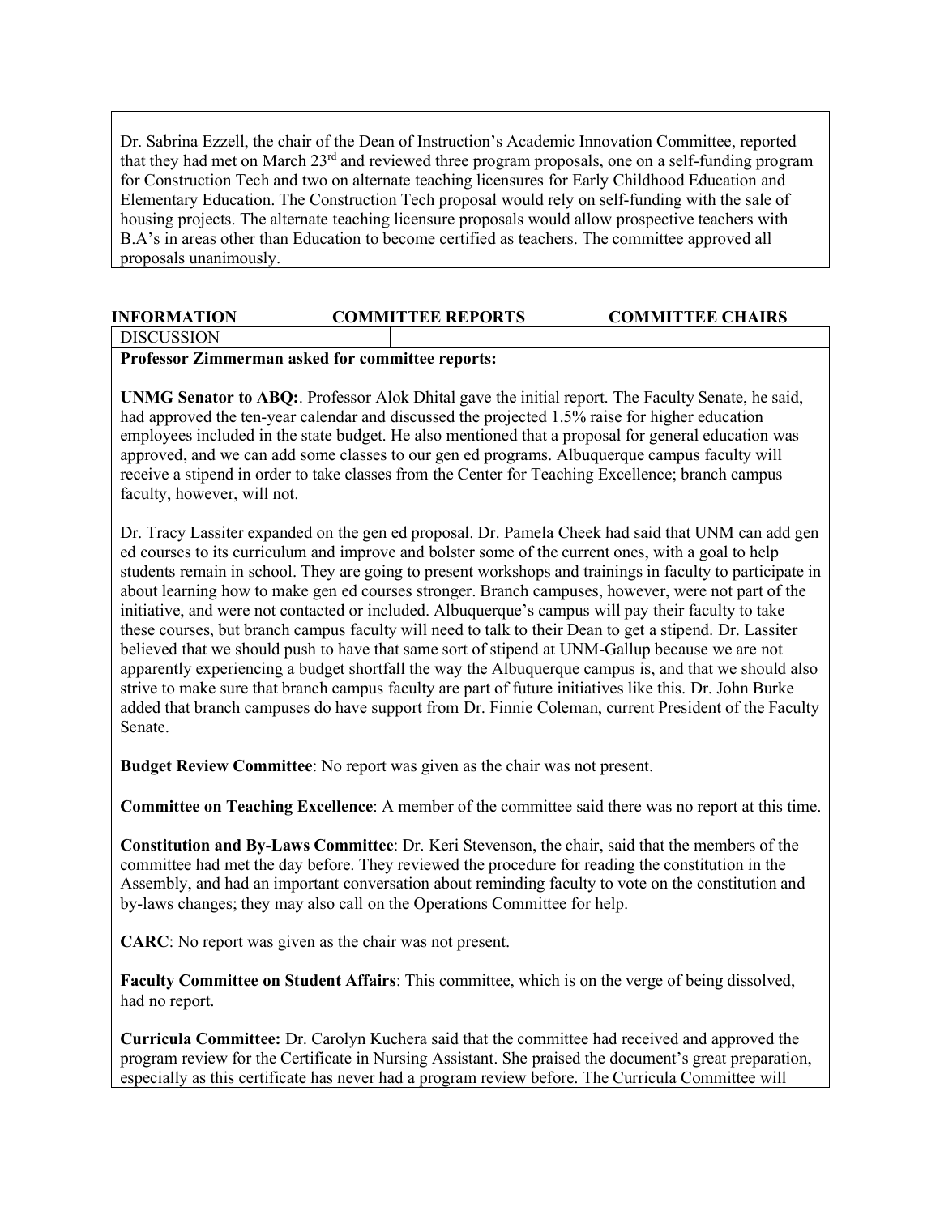Dr. Sabrina Ezzell, the chair of the Dean of Instruction's Academic Innovation Committee, reported that they had met on March 23rd and reviewed three program proposals, one on a self-funding program for Construction Tech and two on alternate teaching licensures for Early Childhood Education and Elementary Education. The Construction Tech proposal would rely on self-funding with the sale of housing projects. The alternate teaching licensure proposals would allow prospective teachers with B.A's in areas other than Education to become certified as teachers. The committee approved all proposals unanimously.

| INFORMATION | COMMITTEE REPORTS | COMMITTEE CHAIRS |
|---|---|---|
| DISCUSSION | | |

**Professor Zimmerman asked for committee reports:**

**UNMG Senator to ABQ:**. Professor Alok Dhital gave the initial report. The Faculty Senate, he said, had approved the ten-year calendar and discussed the projected 1.5% raise for higher education employees included in the state budget. He also mentioned that a proposal for general education was approved, and we can add some classes to our gen ed programs. Albuquerque campus faculty will receive a stipend in order to take classes from the Center for Teaching Excellence; branch campus faculty, however, will not.

Dr. Tracy Lassiter expanded on the gen ed proposal. Dr. Pamela Cheek had said that UNM can add gen ed courses to its curriculum and improve and bolster some of the current ones, with a goal to help students remain in school. They are going to present workshops and trainings in faculty to participate in about learning how to make gen ed courses stronger. Branch campuses, however, were not part of the initiative, and were not contacted or included. Albuquerque's campus will pay their faculty to take these courses, but branch campus faculty will need to talk to their Dean to get a stipend. Dr. Lassiter believed that we should push to have that same sort of stipend at UNM-Gallup because we are not apparently experiencing a budget shortfall the way the Albuquerque campus is, and that we should also strive to make sure that branch campus faculty are part of future initiatives like this. Dr. John Burke added that branch campuses do have support from Dr. Finnie Coleman, current President of the Faculty Senate.

**Budget Review Committee**: No report was given as the chair was not present.

**Committee on Teaching Excellence**: A member of the committee said there was no report at this time.

**Constitution and By-Laws Committee**: Dr. Keri Stevenson, the chair, said that the members of the committee had met the day before. They reviewed the procedure for reading the constitution in the Assembly, and had an important conversation about reminding faculty to vote on the constitution and by-laws changes; they may also call on the Operations Committee for help.

**CARC**: No report was given as the chair was not present.

**Faculty Committee on Student Affairs**: This committee, which is on the verge of being dissolved, had no report.

**Curricula Committee:** Dr. Carolyn Kuchera said that the committee had received and approved the program review for the Certificate in Nursing Assistant. She praised the document's great preparation, especially as this certificate has never had a program review before. The Curricula Committee will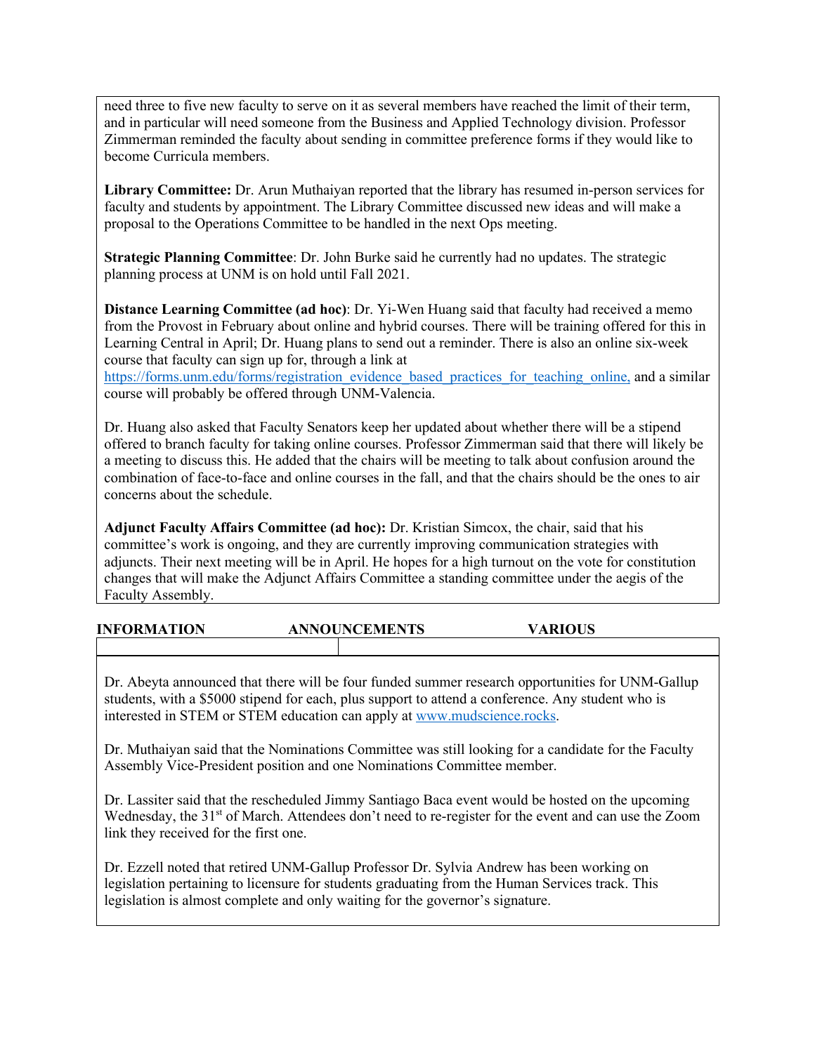need three to five new faculty to serve on it as several members have reached the limit of their term, and in particular will need someone from the Business and Applied Technology division. Professor Zimmerman reminded the faculty about sending in committee preference forms if they would like to become Curricula members.

**Library Committee:** Dr. Arun Muthaiyan reported that the library has resumed in-person services for faculty and students by appointment. The Library Committee discussed new ideas and will make a proposal to the Operations Committee to be handled in the next Ops meeting.

**Strategic Planning Committee**: Dr. John Burke said he currently had no updates. The strategic planning process at UNM is on hold until Fall 2021.

**Distance Learning Committee (ad hoc)**: Dr. Yi-Wen Huang said that faculty had received a memo from the Provost in February about online and hybrid courses. There will be training offered for this in Learning Central in April; Dr. Huang plans to send out a reminder. There is also an online six-week course that faculty can sign up for, through a link at https://forms.unm.edu/forms/registration_evidence_based_practices_for_teaching_online, and a similar course will probably be offered through UNM-Valencia.

Dr. Huang also asked that Faculty Senators keep her updated about whether there will be a stipend offered to branch faculty for taking online courses. Professor Zimmerman said that there will likely be a meeting to discuss this. He added that the chairs will be meeting to talk about confusion around the combination of face-to-face and online courses in the fall, and that the chairs should be the ones to air concerns about the schedule.

**Adjunct Faculty Affairs Committee (ad hoc):** Dr. Kristian Simcox, the chair, said that his committee's work is ongoing, and they are currently improving communication strategies with adjuncts. Their next meeting will be in April. He hopes for a high turnout on the vote for constitution changes that will make the Adjunct Affairs Committee a standing committee under the aegis of the Faculty Assembly.

**INFORMATION ANNOUNCEMENTS VARIOUS**

Dr. Abeyta announced that there will be four funded summer research opportunities for UNM-Gallup students, with a $5000 stipend for each, plus support to attend a conference. Any student who is interested in STEM or STEM education can apply at www.mudscience.rocks.

Dr. Muthaiyan said that the Nominations Committee was still looking for a candidate for the Faculty Assembly Vice-President position and one Nominations Committee member.

Dr. Lassiter said that the rescheduled Jimmy Santiago Baca event would be hosted on the upcoming Wednesday, the 31st of March. Attendees don't need to re-register for the event and can use the Zoom link they received for the first one.

Dr. Ezzell noted that retired UNM-Gallup Professor Dr. Sylvia Andrew has been working on legislation pertaining to licensure for students graduating from the Human Services track. This legislation is almost complete and only waiting for the governor's signature.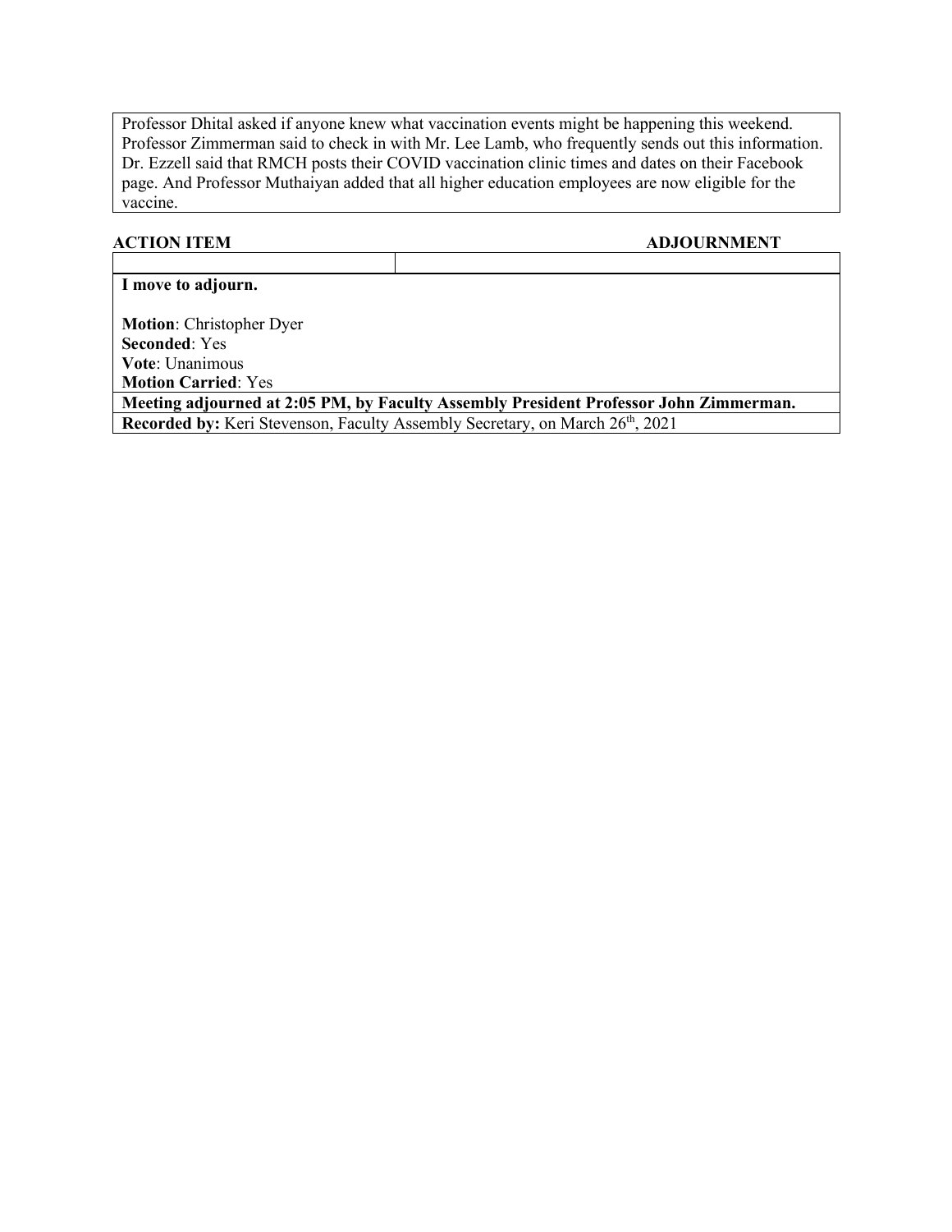Professor Dhital asked if anyone knew what vaccination events might be happening this weekend. Professor Zimmerman said to check in with Mr. Lee Lamb, who frequently sends out this information. Dr. Ezzell said that RMCH posts their COVID vaccination clinic times and dates on their Facebook page. And Professor Muthaiyan added that all higher education employees are now eligible for the vaccine.

**ACTION ITEM** **ADJOURNMENT**

**I move to adjourn.**

**Motion**: Christopher Dyer
**Seconded**: Yes
**Vote**: Unanimous
**Motion Carried**: Yes

**Meeting adjourned at 2:05 PM, by Faculty Assembly President Professor John Zimmerman.**

**Recorded by:** Keri Stevenson, Faculty Assembly Secretary, on March 26th, 2021